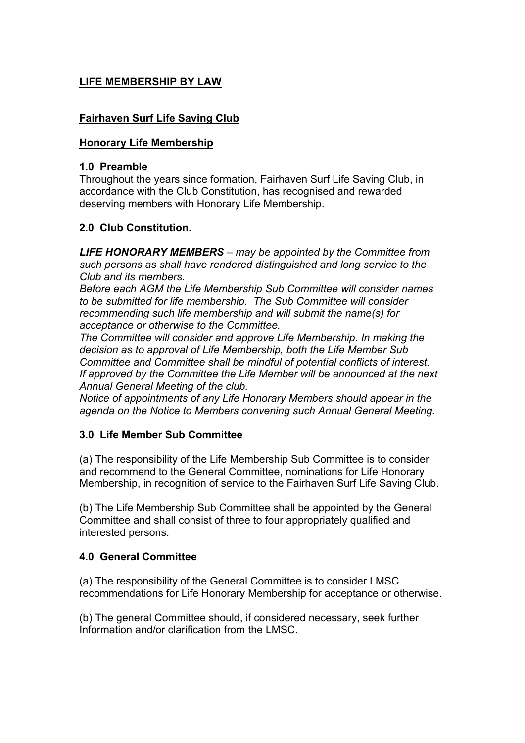# **LIFE MEMBERSHIP BY LAW**

## **Fairhaven Surf Life Saving Club**

## **Honorary Life Membership**

### **1.0 Preamble**

Throughout the years since formation, Fairhaven Surf Life Saving Club, in accordance with the Club Constitution, has recognised and rewarded deserving members with Honorary Life Membership.

### **2.0 Club Constitution.**

***LIFE HONORARY MEMBERS*** *– may be appointed by the Committee from such persons as shall have rendered distinguished and long service to the Club and its members.*

*Before each AGM the Life Membership Sub Committee will consider names to be submitted for life membership. The Sub Committee will consider recommending such life membership and will submit the name(s) for acceptance or otherwise to the Committee.*

*The Committee will consider and approve Life Membership. In making the decision as to approval of Life Membership, both the Life Member Sub Committee and Committee shall be mindful of potential conflicts of interest. If approved by the Committee the Life Member will be announced at the next Annual General Meeting of the club.*

*Notice of appointments of any Life Honorary Members should appear in the agenda on the Notice to Members convening such Annual General Meeting.*

### **3.0 Life Member Sub Committee**

(a) The responsibility of the Life Membership Sub Committee is to consider and recommend to the General Committee, nominations for Life Honorary Membership, in recognition of service to the Fairhaven Surf Life Saving Club.

(b) The Life Membership Sub Committee shall be appointed by the General Committee and shall consist of three to four appropriately qualified and interested persons.

### **4.0 General Committee**

(a) The responsibility of the General Committee is to consider LMSC recommendations for Life Honorary Membership for acceptance or otherwise.

(b) The general Committee should, if considered necessary, seek further Information and/or clarification from the LMSC.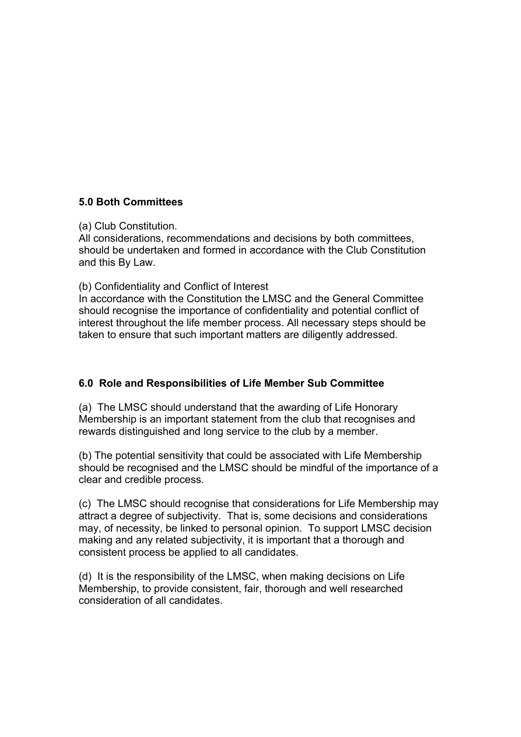## 5.0 Both Committees

(a) Club Constitution.
All considerations, recommendations and decisions by both committees, should be undertaken and formed in accordance with the Club Constitution and this By Law.

(b) Confidentiality and Conflict of Interest
In accordance with the Constitution the LMSC and the General Committee should recognise the importance of confidentiality and potential conflict of interest throughout the life member process. All necessary steps should be taken to ensure that such important matters are diligently addressed.

## 6.0 Role and Responsibilities of Life Member Sub Committee

(a) The LMSC should understand that the awarding of Life Honorary Membership is an important statement from the club that recognises and rewards distinguished and long service to the club by a member.

(b) The potential sensitivity that could be associated with Life Membership should be recognised and the LMSC should be mindful of the importance of a clear and credible process.

(c) The LMSC should recognise that considerations for Life Membership may attract a degree of subjectivity. That is, some decisions and considerations may, of necessity, be linked to personal opinion. To support LMSC decision making and any related subjectivity, it is important that a thorough and consistent process be applied to all candidates.

(d) It is the responsibility of the LMSC, when making decisions on Life Membership, to provide consistent, fair, thorough and well researched consideration of all candidates.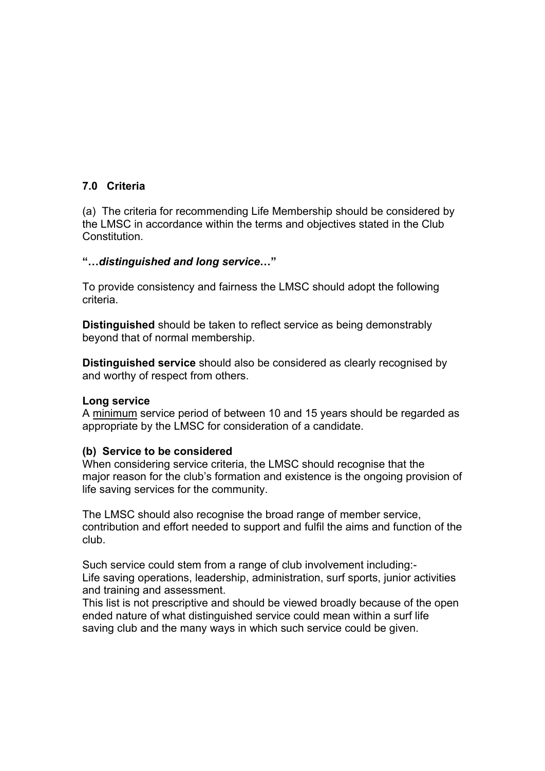## 7.0 Criteria

(a) The criteria for recommending Life Membership should be considered by the LMSC in accordance within the terms and objectives stated in the Club Constitution.

**"…*distinguished and long service*…"**

To provide consistency and fairness the LMSC should adopt the following criteria.

**Distinguished** should be taken to reflect service as being demonstrably beyond that of normal membership.

**Distinguished service** should also be considered as clearly recognised by and worthy of respect from others.

**Long service**
A <u>minimum</u> service period of between 10 and 15 years should be regarded as appropriate by the LMSC for consideration of a candidate.

**(b) Service to be considered**
When considering service criteria, the LMSC should recognise that the major reason for the club's formation and existence is the ongoing provision of life saving services for the community.

The LMSC should also recognise the broad range of member service, contribution and effort needed to support and fulfil the aims and function of the club.

Such service could stem from a range of club involvement including:-
Life saving operations, leadership, administration, surf sports, junior activities and training and assessment.
This list is not prescriptive and should be viewed broadly because of the open ended nature of what distinguished service could mean within a surf life saving club and the many ways in which such service could be given.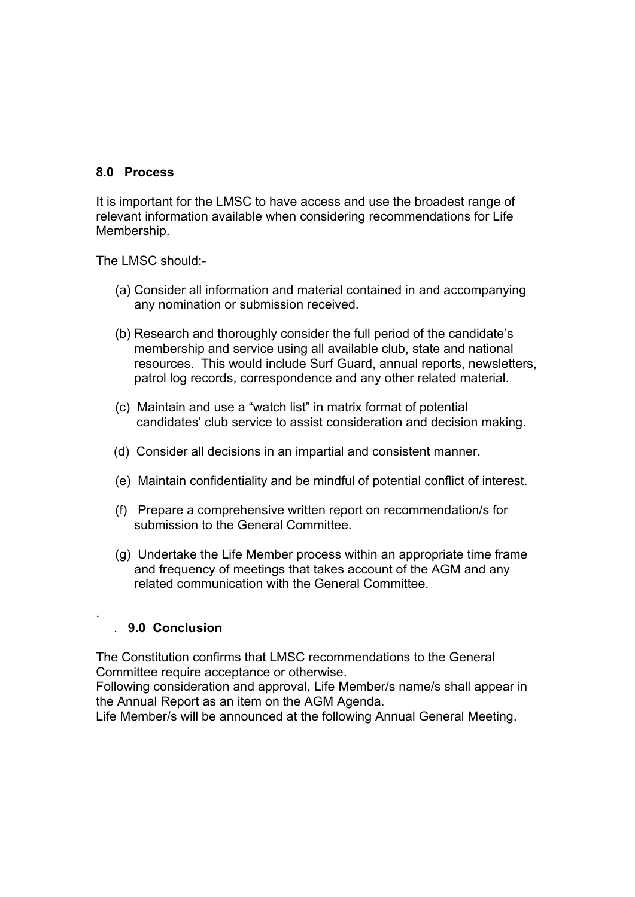## 8.0 Process

It is important for the LMSC to have access and use the broadest range of relevant information available when considering recommendations for Life Membership.

The LMSC should:-

(a) Consider all information and material contained in and accompanying any nomination or submission received.

(b) Research and thoroughly consider the full period of the candidate's membership and service using all available club, state and national resources. This would include Surf Guard, annual reports, newsletters, patrol log records, correspondence and any other related material.

(c) Maintain and use a "watch list" in matrix format of potential candidates' club service to assist consideration and decision making.

(d) Consider all decisions in an impartial and consistent manner.

(e) Maintain confidentiality and be mindful of potential conflict of interest.

(f) Prepare a comprehensive written report on recommendation/s for submission to the General Committee.

(g) Undertake the Life Member process within an appropriate time frame and frequency of meetings that takes account of the AGM and any related communication with the General Committee.

## 9.0 Conclusion

The Constitution confirms that LMSC recommendations to the General Committee require acceptance or otherwise.
Following consideration and approval, Life Member/s name/s shall appear in the Annual Report as an item on the AGM Agenda.
Life Member/s will be announced at the following Annual General Meeting.